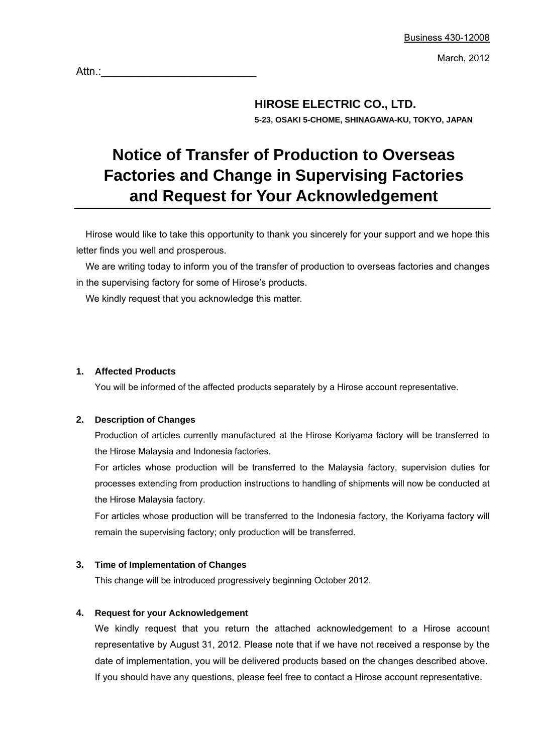Business 430-12008

March, 2012

Attn.:\_\_\_\_\_\_\_\_\_\_\_\_\_\_\_\_\_\_\_\_\_\_\_\_\_\_

**HIROSE ELECTRIC CO., LTD.**

**5-23, OSAKI 5-CHOME, SHINAGAWA-KU, TOKYO, JAPAN**

# Notice of Transfer of Production to Overseas Factories and Change in Supervising Factories and Request for Your Acknowledgement

Hirose would like to take this opportunity to thank you sincerely for your support and we hope this letter finds you well and prosperous.

We are writing today to inform you of the transfer of production to overseas factories and changes in the supervising factory for some of Hirose's products.

We kindly request that you acknowledge this matter.

## 1. Affected Products

You will be informed of the affected products separately by a Hirose account representative.

## 2. Description of Changes

Production of articles currently manufactured at the Hirose Koriyama factory will be transferred to the Hirose Malaysia and Indonesia factories.

For articles whose production will be transferred to the Malaysia factory, supervision duties for processes extending from production instructions to handling of shipments will now be conducted at the Hirose Malaysia factory.

For articles whose production will be transferred to the Indonesia factory, the Koriyama factory will remain the supervising factory; only production will be transferred.

## 3. Time of Implementation of Changes

This change will be introduced progressively beginning October 2012.

## 4. Request for your Acknowledgement

We kindly request that you return the attached acknowledgement to a Hirose account representative by August 31, 2012. Please note that if we have not received a response by the date of implementation, you will be delivered products based on the changes described above.

If you should have any questions, please feel free to contact a Hirose account representative.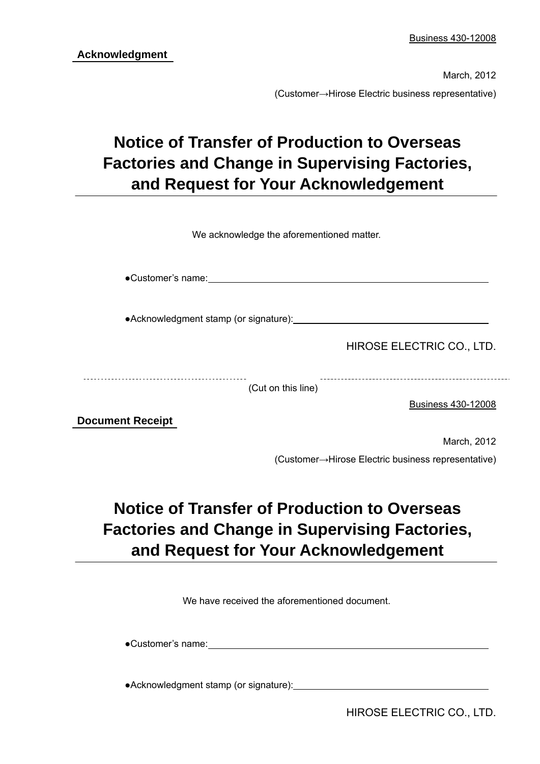Business 430-12008

**Acknowledgment**

March, 2012

(Customer→Hirose Electric business representative)

# Notice of Transfer of Production to Overseas Factories and Change in Supervising Factories, and Request for Your Acknowledgement

We acknowledge the aforementioned matter.

●Customer's name: ______________________________

●Acknowledgment stamp (or signature): ______________________________

HIROSE ELECTRIC CO., LTD.

- - - - - - - - - - - - - - - - - - - - (Cut on this line) - - - - - - - - - - - - - - - - - - - -

Business 430-12008

**Document Receipt**

March, 2012

(Customer→Hirose Electric business representative)

# Notice of Transfer of Production to Overseas Factories and Change in Supervising Factories, and Request for Your Acknowledgement

We have received the aforementioned document.

●Customer's name: ______________________________

●Acknowledgment stamp (or signature): ______________________________

HIROSE ELECTRIC CO., LTD.